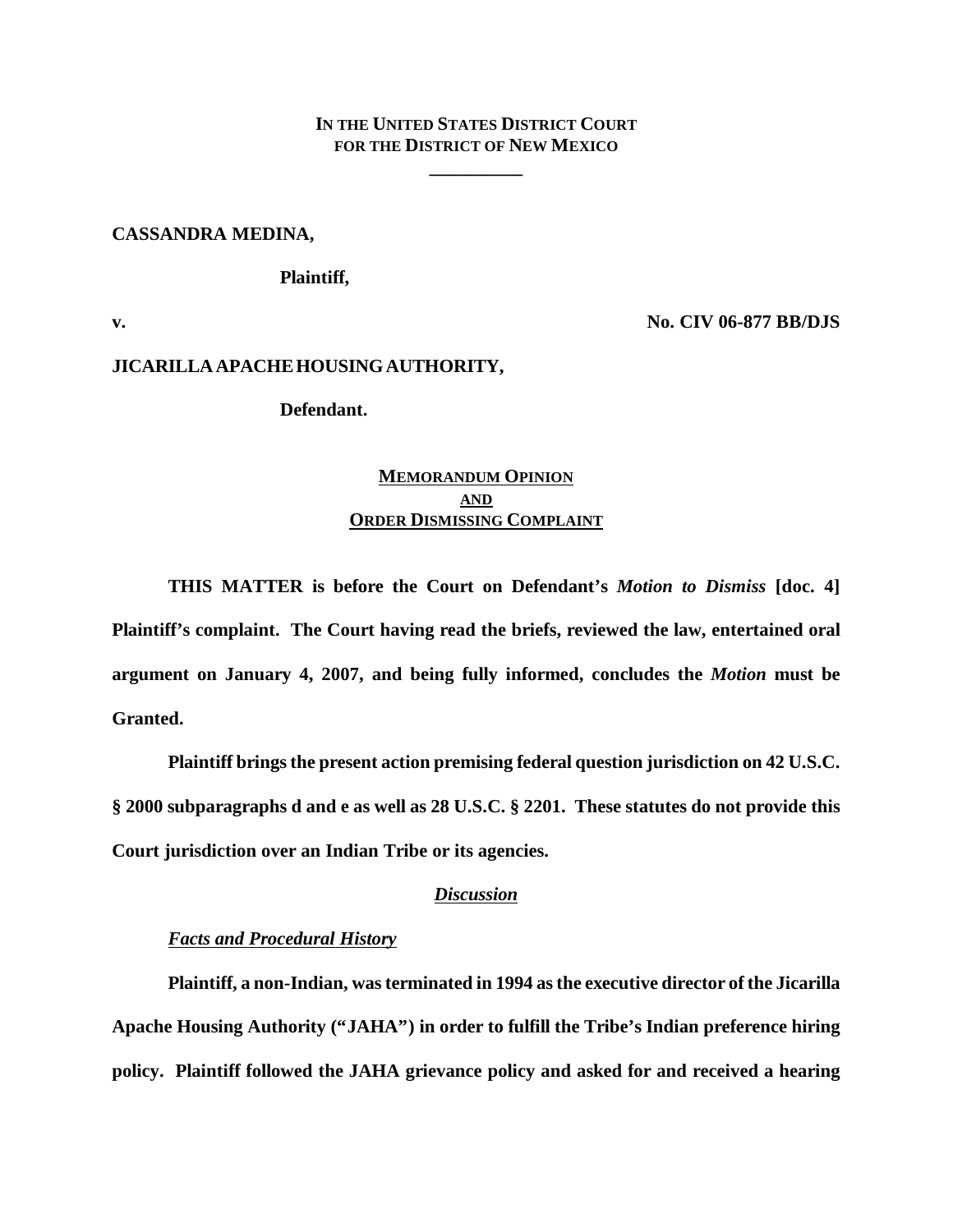**IN THE UNITED STATES DISTRICT COURT**
**FOR THE DISTRICT OF NEW MEXICO**

\_\_\_\_\_\_\_\_\_\_

**CASSANDRA MEDINA,**

**Plaintiff,**

**v.** **No. CIV 06-877 BB/DJS**

**JICARILLA APACHE HOUSING AUTHORITY,**

**Defendant.**

## MEMORANDUM OPINION AND ORDER DISMISSING COMPLAINT

**THIS MATTER is before the Court on Defendant's *Motion to Dismiss* [doc. 4] Plaintiff's complaint. The Court having read the briefs, reviewed the law, entertained oral argument on January 4, 2007, and being fully informed, concludes the *Motion* must be Granted.**

**Plaintiff brings the present action premising federal question jurisdiction on 42 U.S.C. § 2000 subparagraphs d and e as well as 28 U.S.C. § 2201. These statutes do not provide this Court jurisdiction over an Indian Tribe or its agencies.**

### *Discussion*

#### *Facts and Procedural History*

**Plaintiff, a non-Indian, was terminated in 1994 as the executive director of the Jicarilla Apache Housing Authority ("JAHA") in order to fulfill the Tribe's Indian preference hiring policy. Plaintiff followed the JAHA grievance policy and asked for and received a hearing**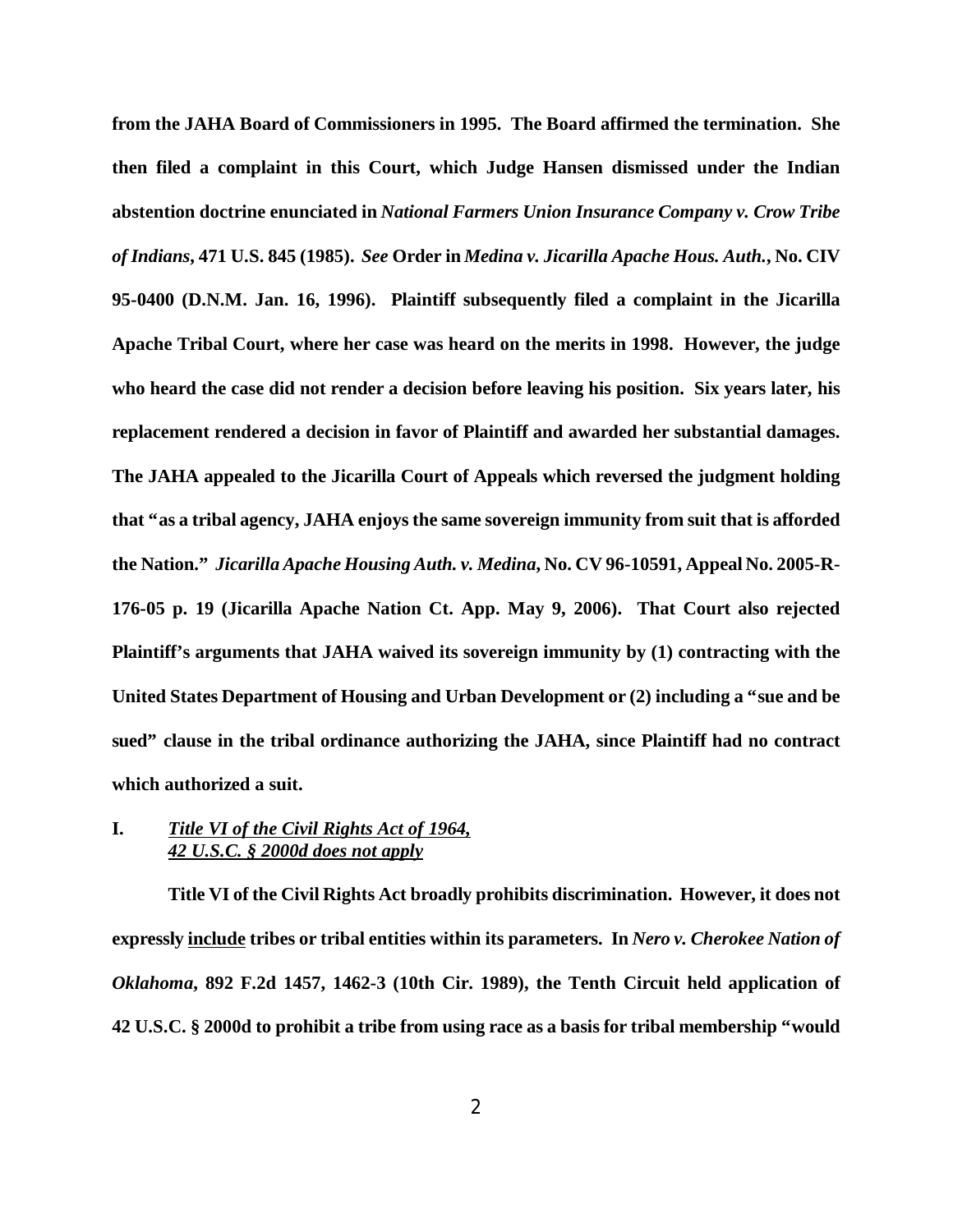**from the JAHA Board of Commissioners in 1995. The Board affirmed the termination. She then filed a complaint in this Court, which Judge Hansen dismissed under the Indian abstention doctrine enunciated in *National Farmers Union Insurance Company v. Crow Tribe of Indians*, 471 U.S. 845 (1985). *See* Order in *Medina v. Jicarilla Apache Hous. Auth.*, No. CIV 95-0400 (D.N.M. Jan. 16, 1996). Plaintiff subsequently filed a complaint in the Jicarilla Apache Tribal Court, where her case was heard on the merits in 1998. However, the judge who heard the case did not render a decision before leaving his position. Six years later, his replacement rendered a decision in favor of Plaintiff and awarded her substantial damages. The JAHA appealed to the Jicarilla Court of Appeals which reversed the judgment holding that "as a tribal agency, JAHA enjoys the same sovereign immunity from suit that is afforded the Nation." *Jicarilla Apache Housing Auth. v. Medina*, No. CV 96-10591, Appeal No. 2005-R-176-05 p. 19 (Jicarilla Apache Nation Ct. App. May 9, 2006). That Court also rejected Plaintiff's arguments that JAHA waived its sovereign immunity by (1) contracting with the United States Department of Housing and Urban Development or (2) including a "sue and be sued" clause in the tribal ordinance authorizing the JAHA, since Plaintiff had no contract which authorized a suit.**

## I. *Title VI of the Civil Rights Act of 1964, 42 U.S.C. § 2000d does not apply*

**Title VI of the Civil Rights Act broadly prohibits discrimination. However, it does not expressly include tribes or tribal entities within its parameters. In *Nero v. Cherokee Nation of Oklahoma*, 892 F.2d 1457, 1462-3 (10th Cir. 1989), the Tenth Circuit held application of 42 U.S.C. § 2000d to prohibit a tribe from using race as a basis for tribal membership "would**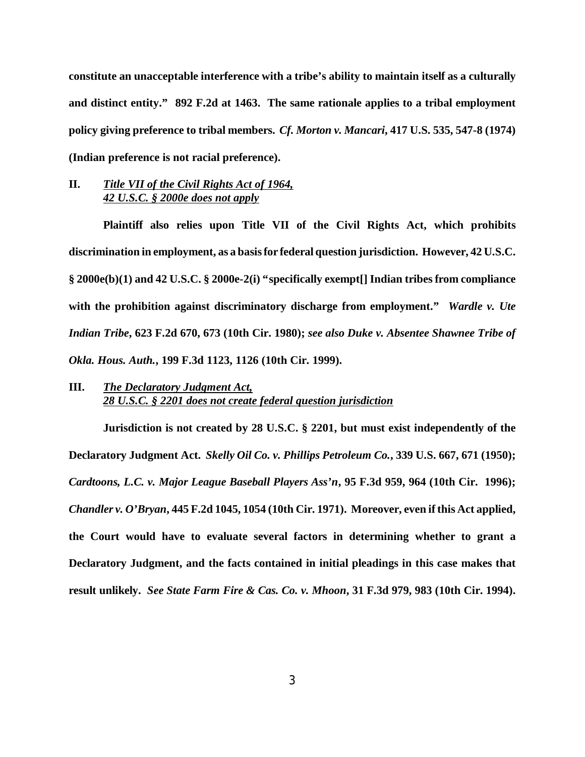**constitute an unacceptable interference with a tribe's ability to maintain itself as a culturally and distinct entity." 892 F.2d at 1463. The same rationale applies to a tribal employment policy giving preference to tribal members. *Cf. Morton v. Mancari*, 417 U.S. 535, 547-8 (1974) (Indian preference is not racial preference).**

## **II. *Title VII of the Civil Rights Act of 1964, 42 U.S.C. § 2000e does not apply***

**Plaintiff also relies upon Title VII of the Civil Rights Act, which prohibits discrimination in employment, as a basis for federal question jurisdiction. However, 42 U.S.C. § 2000e(b)(1) and 42 U.S.C. § 2000e-2(i) "specifically exempt[] Indian tribes from compliance with the prohibition against discriminatory discharge from employment." *Wardle v. Ute Indian Tribe*, 623 F.2d 670, 673 (10th Cir. 1980); *see also Duke v. Absentee Shawnee Tribe of Okla. Hous. Auth.*, 199 F.3d 1123, 1126 (10th Cir. 1999).**

## **III. *The Declaratory Judgment Act, 28 U.S.C. § 2201 does not create federal question jurisdiction***

**Jurisdiction is not created by 28 U.S.C. § 2201, but must exist independently of the Declaratory Judgment Act. *Skelly Oil Co. v. Phillips Petroleum Co.*, 339 U.S. 667, 671 (1950); *Cardtoons, L.C. v. Major League Baseball Players Ass'n*, 95 F.3d 959, 964 (10th Cir. 1996); *Chandler v. O'Bryan*, 445 F.2d 1045, 1054 (10th Cir. 1971). Moreover, even if this Act applied, the Court would have to evaluate several factors in determining whether to grant a Declaratory Judgment, and the facts contained in initial pleadings in this case makes that result unlikely. *See State Farm Fire & Cas. Co. v. Mhoon*, 31 F.3d 979, 983 (10th Cir. 1994).**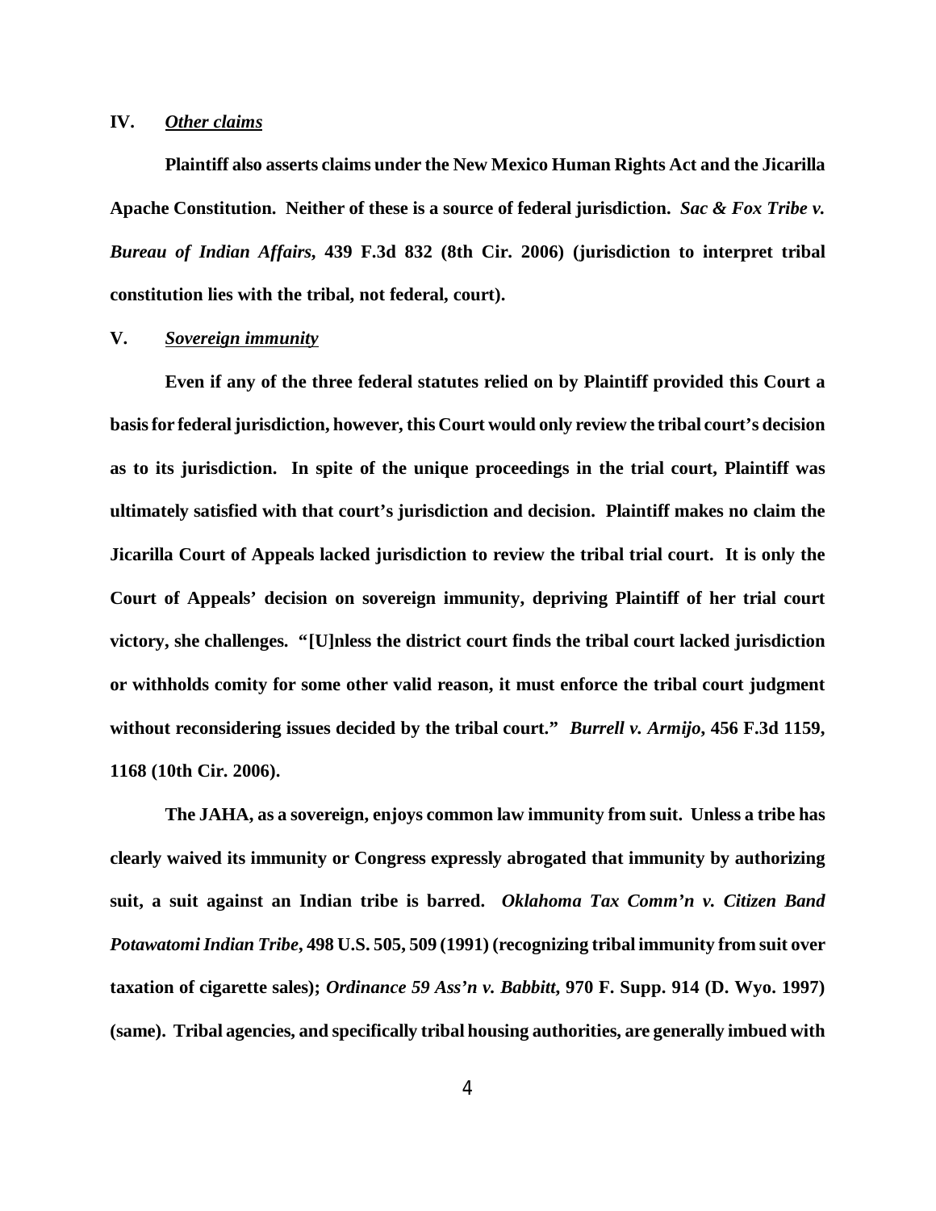## IV. *Other claims*

**Plaintiff also asserts claims under the New Mexico Human Rights Act and the Jicarilla Apache Constitution. Neither of these is a source of federal jurisdiction. *Sac & Fox Tribe v. Bureau of Indian Affairs*, 439 F.3d 832 (8th Cir. 2006) (jurisdiction to interpret tribal constitution lies with the tribal, not federal, court).**

## V. *Sovereign immunity*

**Even if any of the three federal statutes relied on by Plaintiff provided this Court a basis for federal jurisdiction, however, this Court would only review the tribal court's decision as to its jurisdiction. In spite of the unique proceedings in the trial court, Plaintiff was ultimately satisfied with that court's jurisdiction and decision. Plaintiff makes no claim the Jicarilla Court of Appeals lacked jurisdiction to review the tribal trial court. It is only the Court of Appeals' decision on sovereign immunity, depriving Plaintiff of her trial court victory, she challenges. "[U]nless the district court finds the tribal court lacked jurisdiction or withholds comity for some other valid reason, it must enforce the tribal court judgment without reconsidering issues decided by the tribal court." *Burrell v. Armijo*, 456 F.3d 1159, 1168 (10th Cir. 2006).**

**The JAHA, as a sovereign, enjoys common law immunity from suit. Unless a tribe has clearly waived its immunity or Congress expressly abrogated that immunity by authorizing suit, a suit against an Indian tribe is barred. *Oklahoma Tax Comm'n v. Citizen Band Potawatomi Indian Tribe*, 498 U.S. 505, 509 (1991) (recognizing tribal immunity from suit over taxation of cigarette sales); *Ordinance 59 Ass'n v. Babbitt*, 970 F. Supp. 914 (D. Wyo. 1997) (same). Tribal agencies, and specifically tribal housing authorities, are generally imbued with**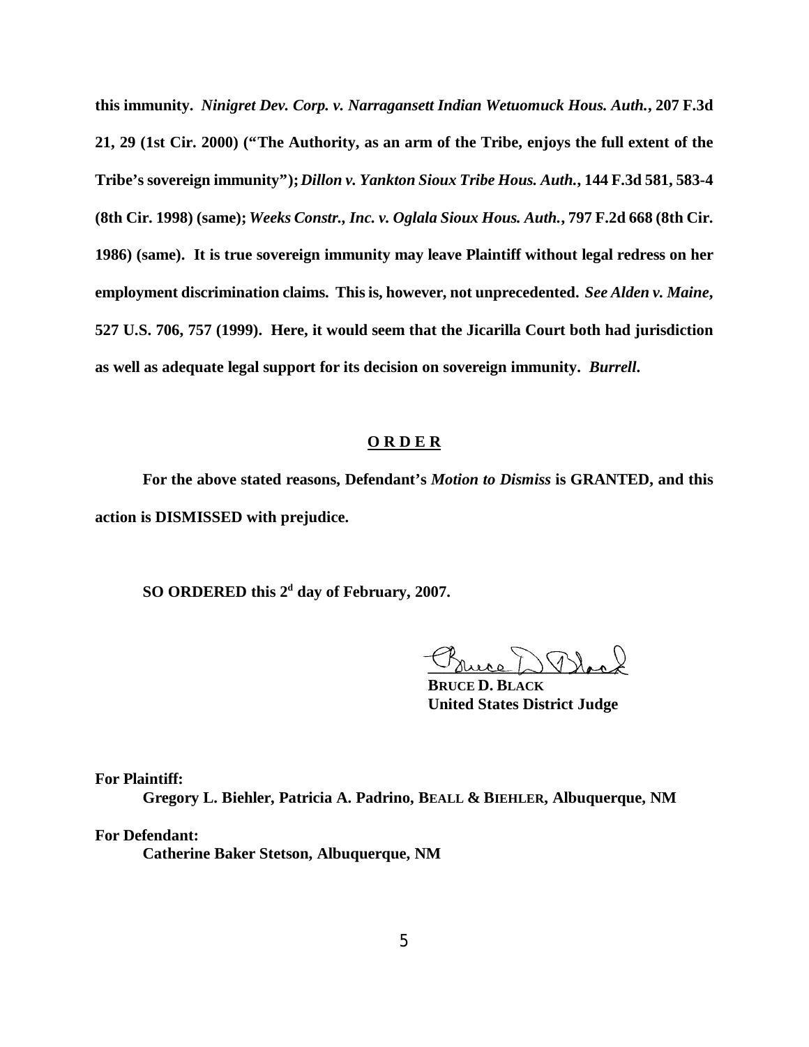**this immunity.** ***Ninigret Dev. Corp. v. Narragansett Indian Wetuomuck Hous. Auth.*****, 207 F.3d 21, 29 (1st Cir. 2000) ("The Authority, as an arm of the Tribe, enjoys the full extent of the Tribe's sovereign immunity");** ***Dillon v. Yankton Sioux Tribe Hous. Auth.*****, 144 F.3d 581, 583-4 (8th Cir. 1998) (same);** ***Weeks Constr., Inc. v. Oglala Sioux Hous. Auth.*****, 797 F.2d 668 (8th Cir. 1986) (same). It is true sovereign immunity may leave Plaintiff without legal redress on her employment discrimination claims. This is, however, not unprecedented.** ***See Alden v. Maine*****, 527 U.S. 706, 757 (1999). Here, it would seem that the Jicarilla Court both had jurisdiction as well as adequate legal support for its decision on sovereign immunity.** ***Burrell*****.**

## O R D E R

**For the above stated reasons, Defendant's** ***Motion to Dismiss*** **is GRANTED, and this action is DISMISSED with prejudice.**

**SO ORDERED this 2[d] day of February, 2007.**

**BRUCE D. BLACK**
**United States District Judge**

**For Plaintiff:**
**Gregory L. Biehler, Patricia A. Padrino, BEALL & BIEHLER, Albuquerque, NM**

**For Defendant:**
**Catherine Baker Stetson, Albuquerque, NM**